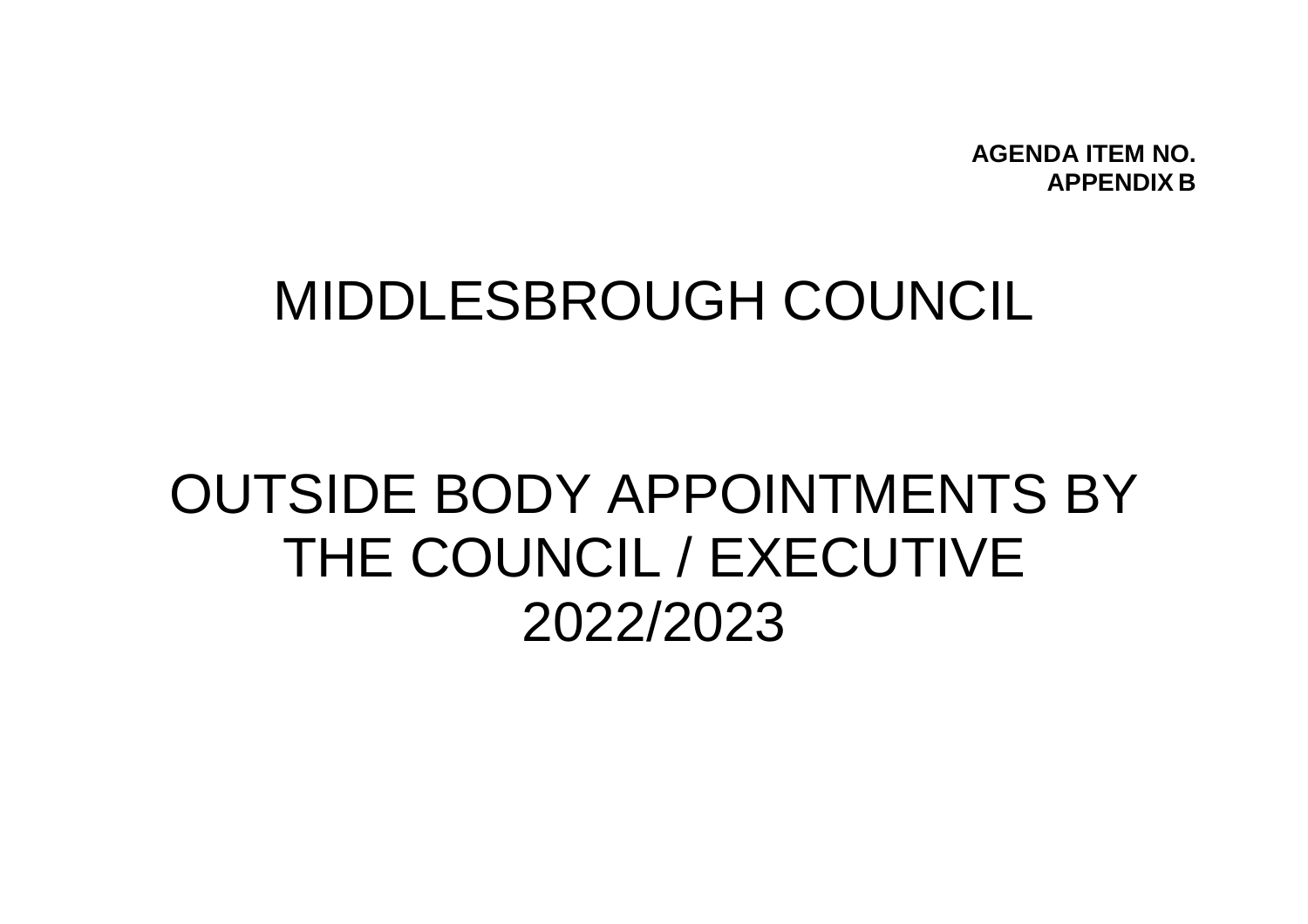**AGENDA ITEM NO.**
**APPENDIX B**

# MIDDLESBROUGH COUNCIL

# OUTSIDE BODY APPOINTMENTS BY THE COUNCIL / EXECUTIVE 2022/2023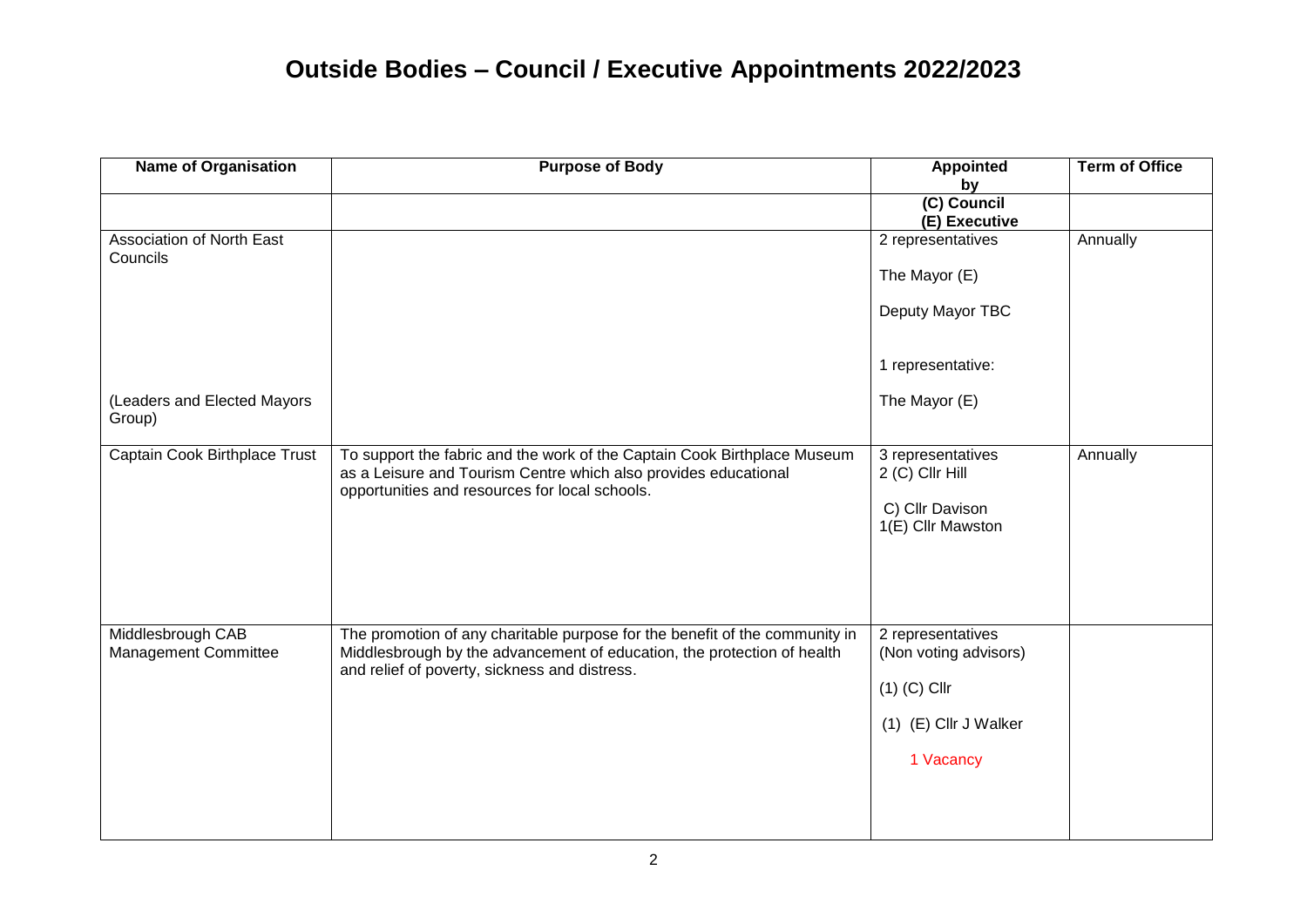# Outside Bodies – Council / Executive Appointments 2022/2023

| Name of Organisation | Purpose of Body | Appointed by | Term of Office |
| --- | --- | --- | --- |
| | | (C) Council<br>(E) Executive | |
| Association of North East Councils<br><br>(Leaders and Elected Mayors Group) | | 2 representatives<br>The Mayor (E)<br>Deputy Mayor TBC<br><br>1 representative:<br>The Mayor (E) | Annually |
| Captain Cook Birthplace Trust | To support the fabric and the work of the Captain Cook Birthplace Museum as a Leisure and Tourism Centre which also provides educational opportunities and resources for local schools. | 3 representatives<br>2 (C) Cllr Hill<br>C) Cllr Davison<br>1(E) Cllr Mawston | Annually |
| Middlesbrough CAB Management Committee | The promotion of any charitable purpose for the benefit of the community in Middlesbrough by the advancement of education, the protection of health and relief of poverty, sickness and distress. | 2 representatives<br>(Non voting advisors)<br>(1) (C) Cllr<br>(1) (E) Cllr J Walker<br>1 Vacancy | |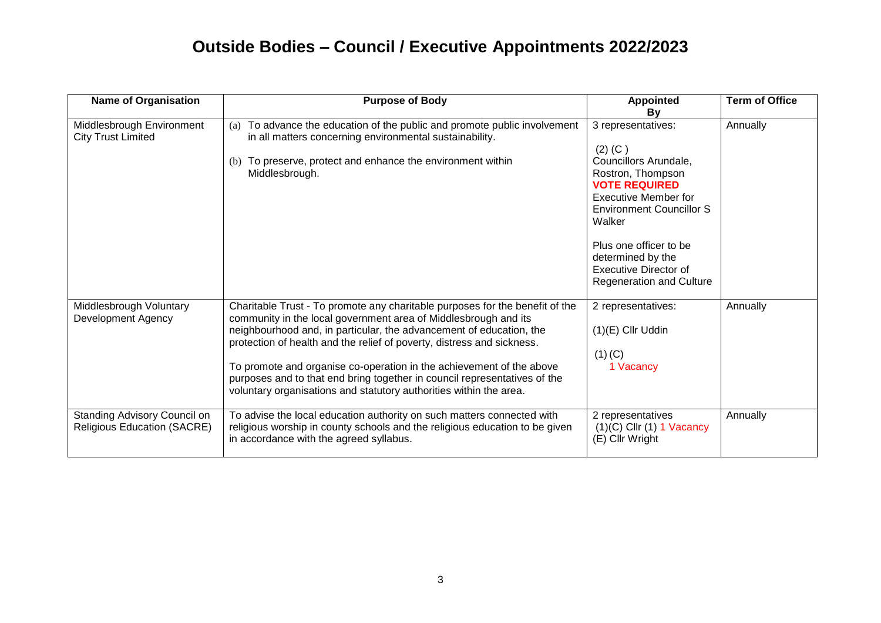# Outside Bodies – Council / Executive Appointments 2022/2023

| Name of Organisation | Purpose of Body | Appointed By | Term of Office |
|---|---|---|---|
| Middlesbrough Environment City Trust Limited | (a) To advance the education of the public and promote public involvement in all matters concerning environmental sustainability.<br><br>(b) To preserve, protect and enhance the environment within Middlesbrough. | 3 representatives:<br><br>(2) (C )<br>Councillors Arundale, Rostron, Thompson<br>**VOTE REQUIRED**<br>Executive Member for Environment Councillor S Walker<br><br>Plus one officer to be determined by the Executive Director of Regeneration and Culture | Annually |
| Middlesbrough Voluntary Development Agency | Charitable Trust - To promote any charitable purposes for the benefit of the community in the local government area of Middlesbrough and its neighbourhood and, in particular, the advancement of education, the protection of health and the relief of poverty, distress and sickness.<br><br>To promote and organise co-operation in the achievement of the above purposes and to that end bring together in council representatives of the voluntary organisations and statutory authorities within the area. | 2 representatives:<br><br>(1)(E) Cllr Uddin<br><br>(1) (C)<br>1 Vacancy | Annually |
| Standing Advisory Council on Religious Education (SACRE) | To advise the local education authority on such matters connected with religious worship in county schools and the religious education to be given in accordance with the agreed syllabus. | 2 representatives<br>(1)(C) Cllr (1) 1 Vacancy<br>(E) Cllr Wright | Annually |